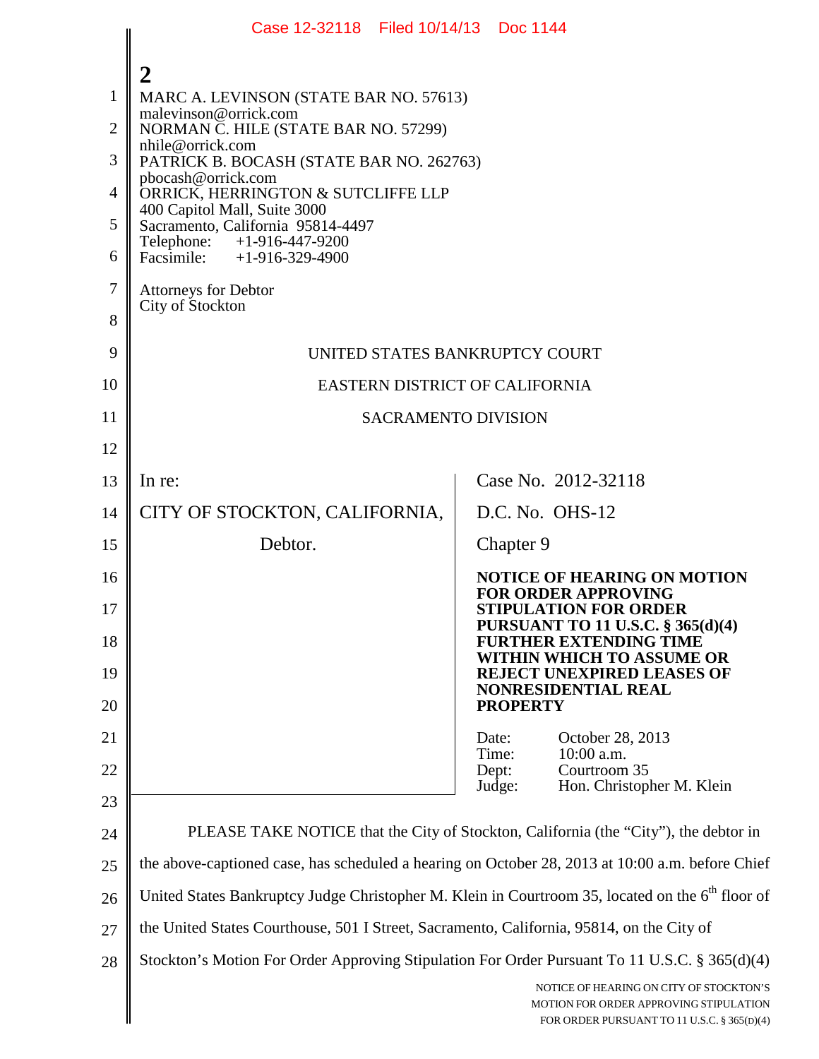MARC A. LEVINSON (STATE BAR NO. 57613)
malevinson@orrick.com
NORMAN C. HILE (STATE BAR NO. 57299)
nhile@orrick.com
PATRICK B. BOCASH (STATE BAR NO. 262763)
pbocash@orrick.com
ORRICK, HERRINGTON & SUTCLIFFE LLP
400 Capitol Mall, Suite 3000
Sacramento, California 95814-4497
Telephone: +1-916-447-9200
Facsimile: +1-916-329-4900

Attorneys for Debtor
City of Stockton

UNITED STATES BANKRUPTCY COURT

EASTERN DISTRICT OF CALIFORNIA

SACRAMENTO DIVISION

In re:

CITY OF STOCKTON, CALIFORNIA,

Debtor.

Case No. 2012-32118

D.C. No. OHS-12

Chapter 9

**NOTICE OF HEARING ON MOTION FOR ORDER APPROVING STIPULATION FOR ORDER PURSUANT TO 11 U.S.C. § 365(d)(4) FURTHER EXTENDING TIME WITHIN WHICH TO ASSUME OR REJECT UNEXPIRED LEASES OF NONRESIDENTIAL REAL PROPERTY**

Date: October 28, 2013
Time: 10:00 a.m.
Dept: Courtroom 35
Judge: Hon. Christopher M. Klein

PLEASE TAKE NOTICE that the City of Stockton, California (the "City"), the debtor in the above-captioned case, has scheduled a hearing on October 28, 2013 at 10:00 a.m. before Chief United States Bankruptcy Judge Christopher M. Klein in Courtroom 35, located on the 6th floor of the United States Courthouse, 501 I Street, Sacramento, California, 95814, on the City of Stockton's Motion For Order Approving Stipulation For Order Pursuant To 11 U.S.C. § 365(d)(4)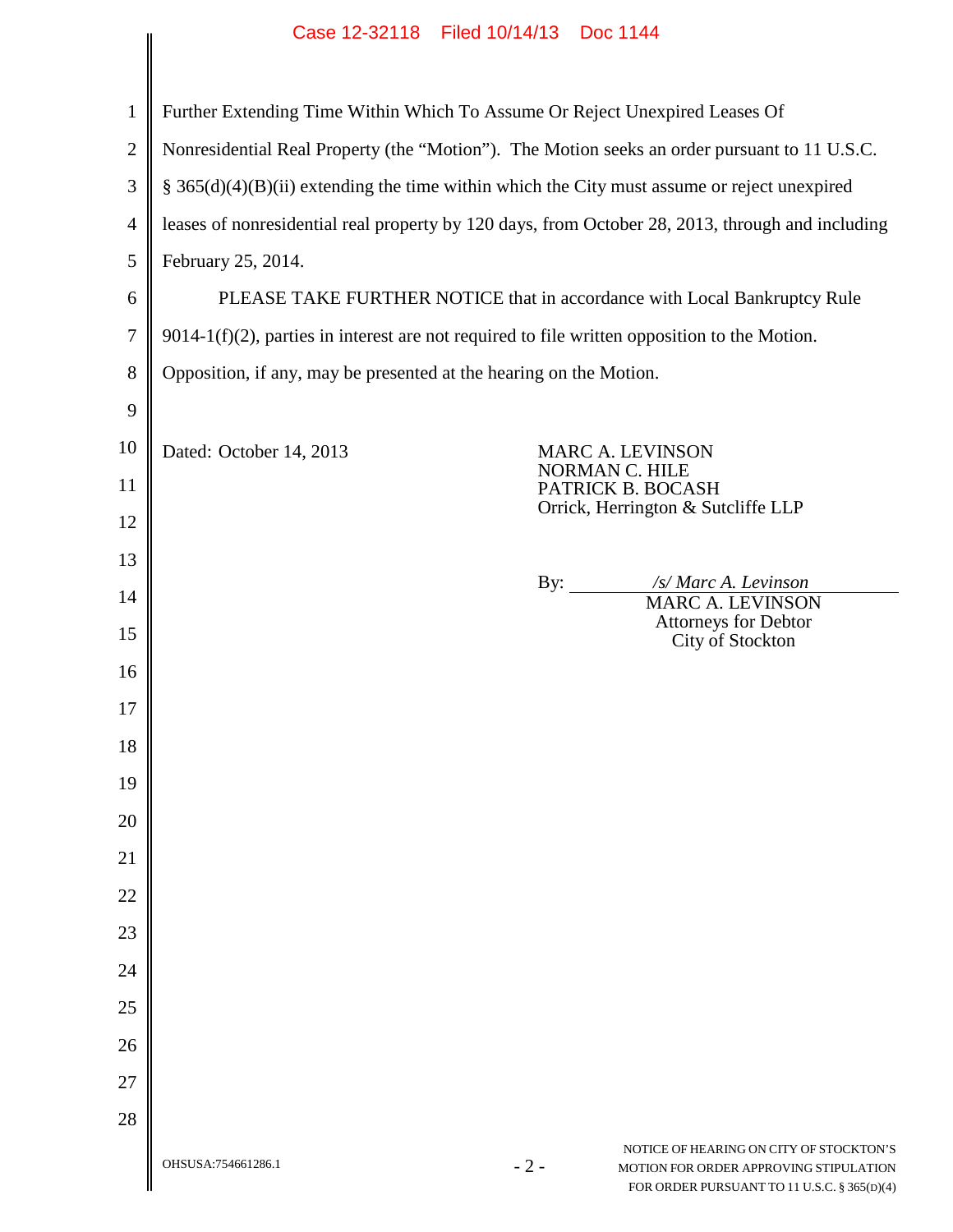Further Extending Time Within Which To Assume Or Reject Unexpired Leases Of Nonresidential Real Property (the "Motion"). The Motion seeks an order pursuant to 11 U.S.C. § 365(d)(4)(B)(ii) extending the time within which the City must assume or reject unexpired leases of nonresidential real property by 120 days, from October 28, 2013, through and including February 25, 2014.

PLEASE TAKE FURTHER NOTICE that in accordance with Local Bankruptcy Rule 9014-1(f)(2), parties in interest are not required to file written opposition to the Motion. Opposition, if any, may be presented at the hearing on the Motion.

Dated: October 14, 2013

MARC A. LEVINSON
NORMAN C. HILE
PATRICK B. BOCASH
Orrick, Herrington & Sutcliffe LLP

By: */s/ Marc A. Levinson*
MARC A. LEVINSON
Attorneys for Debtor
City of Stockton